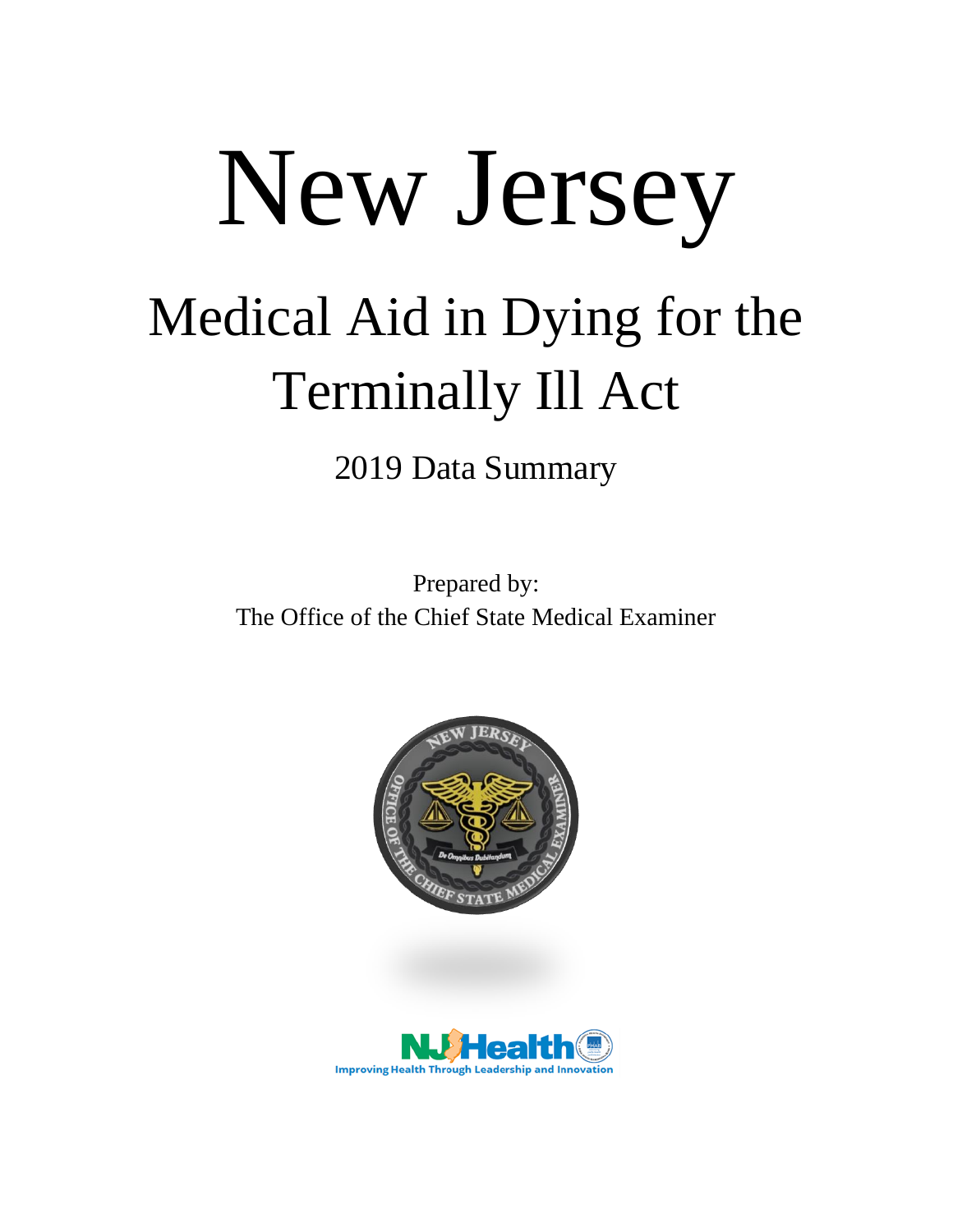# New Jersey

## Medical Aid in Dying for the Terminally Ill Act

2019 Data Summary

Prepared by:
The Office of the Chief State Medical Examiner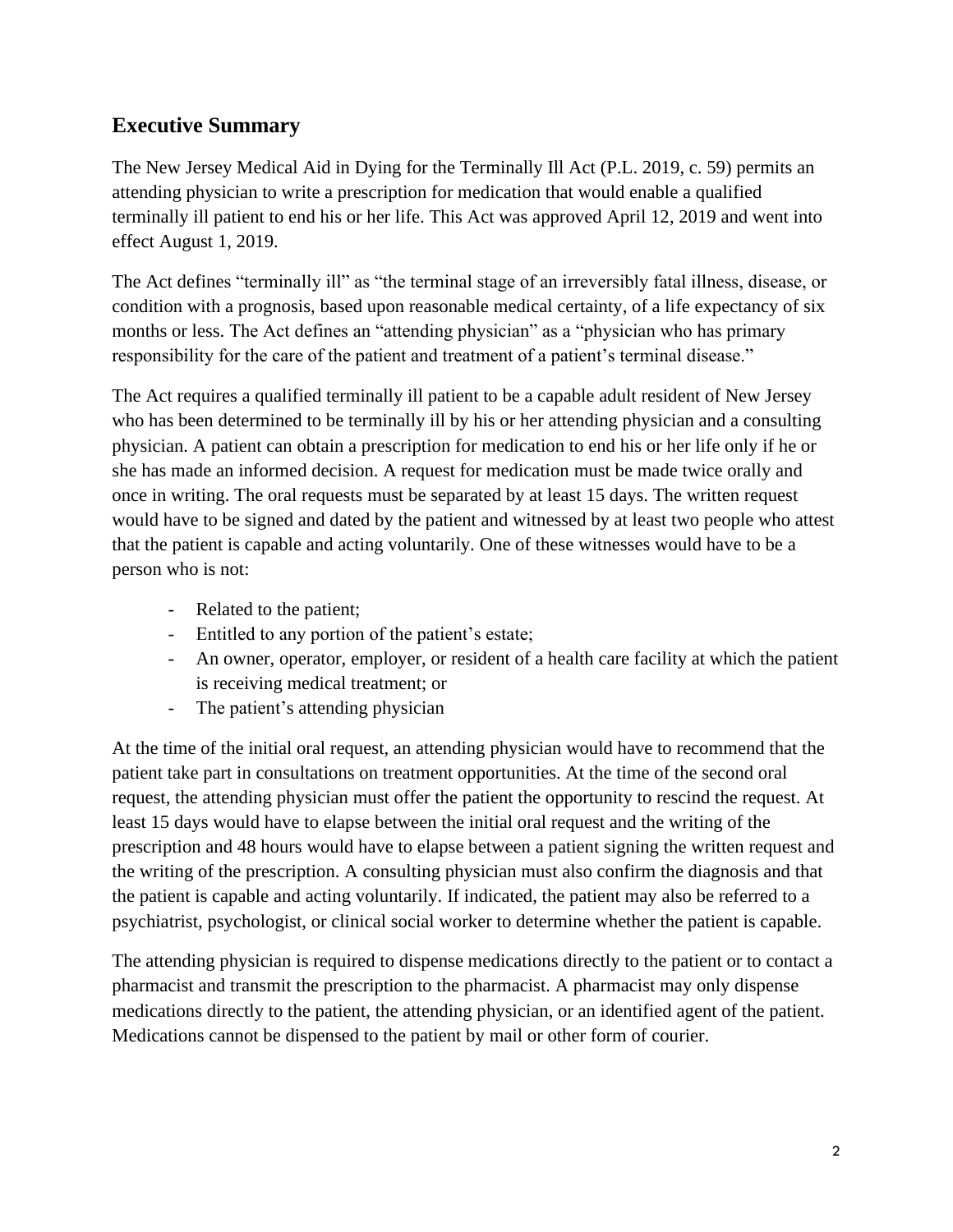## Executive Summary

The New Jersey Medical Aid in Dying for the Terminally Ill Act (P.L. 2019, c. 59) permits an attending physician to write a prescription for medication that would enable a qualified terminally ill patient to end his or her life. This Act was approved April 12, 2019 and went into effect August 1, 2019.

The Act defines "terminally ill" as "the terminal stage of an irreversibly fatal illness, disease, or condition with a prognosis, based upon reasonable medical certainty, of a life expectancy of six months or less. The Act defines an "attending physician" as a "physician who has primary responsibility for the care of the patient and treatment of a patient's terminal disease."

The Act requires a qualified terminally ill patient to be a capable adult resident of New Jersey who has been determined to be terminally ill by his or her attending physician and a consulting physician. A patient can obtain a prescription for medication to end his or her life only if he or she has made an informed decision. A request for medication must be made twice orally and once in writing. The oral requests must be separated by at least 15 days. The written request would have to be signed and dated by the patient and witnessed by at least two people who attest that the patient is capable and acting voluntarily. One of these witnesses would have to be a person who is not:

- Related to the patient;
- Entitled to any portion of the patient's estate;
- An owner, operator, employer, or resident of a health care facility at which the patient is receiving medical treatment; or
- The patient's attending physician

At the time of the initial oral request, an attending physician would have to recommend that the patient take part in consultations on treatment opportunities. At the time of the second oral request, the attending physician must offer the patient the opportunity to rescind the request. At least 15 days would have to elapse between the initial oral request and the writing of the prescription and 48 hours would have to elapse between a patient signing the written request and the writing of the prescription. A consulting physician must also confirm the diagnosis and that the patient is capable and acting voluntarily. If indicated, the patient may also be referred to a psychiatrist, psychologist, or clinical social worker to determine whether the patient is capable.

The attending physician is required to dispense medications directly to the patient or to contact a pharmacist and transmit the prescription to the pharmacist. A pharmacist may only dispense medications directly to the patient, the attending physician, or an identified agent of the patient. Medications cannot be dispensed to the patient by mail or other form of courier.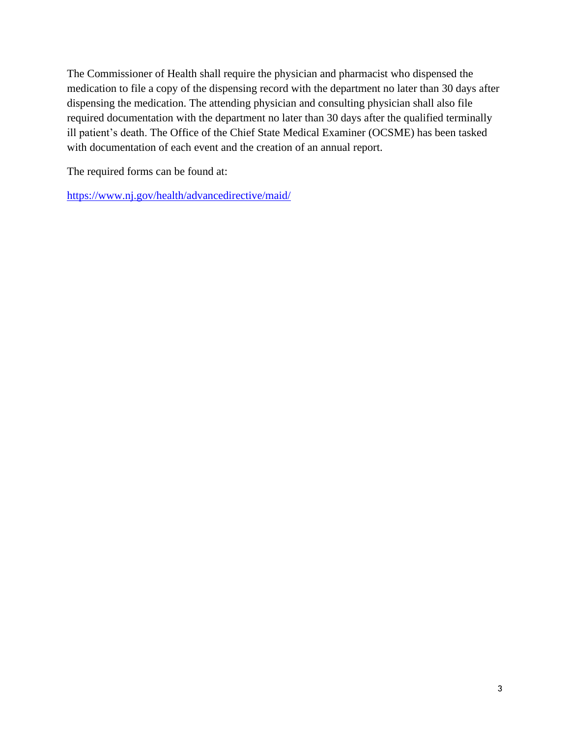The Commissioner of Health shall require the physician and pharmacist who dispensed the medication to file a copy of the dispensing record with the department no later than 30 days after dispensing the medication. The attending physician and consulting physician shall also file required documentation with the department no later than 30 days after the qualified terminally ill patient's death. The Office of the Chief State Medical Examiner (OCSME) has been tasked with documentation of each event and the creation of an annual report.

The required forms can be found at:

https://www.nj.gov/health/advancedirective/maid/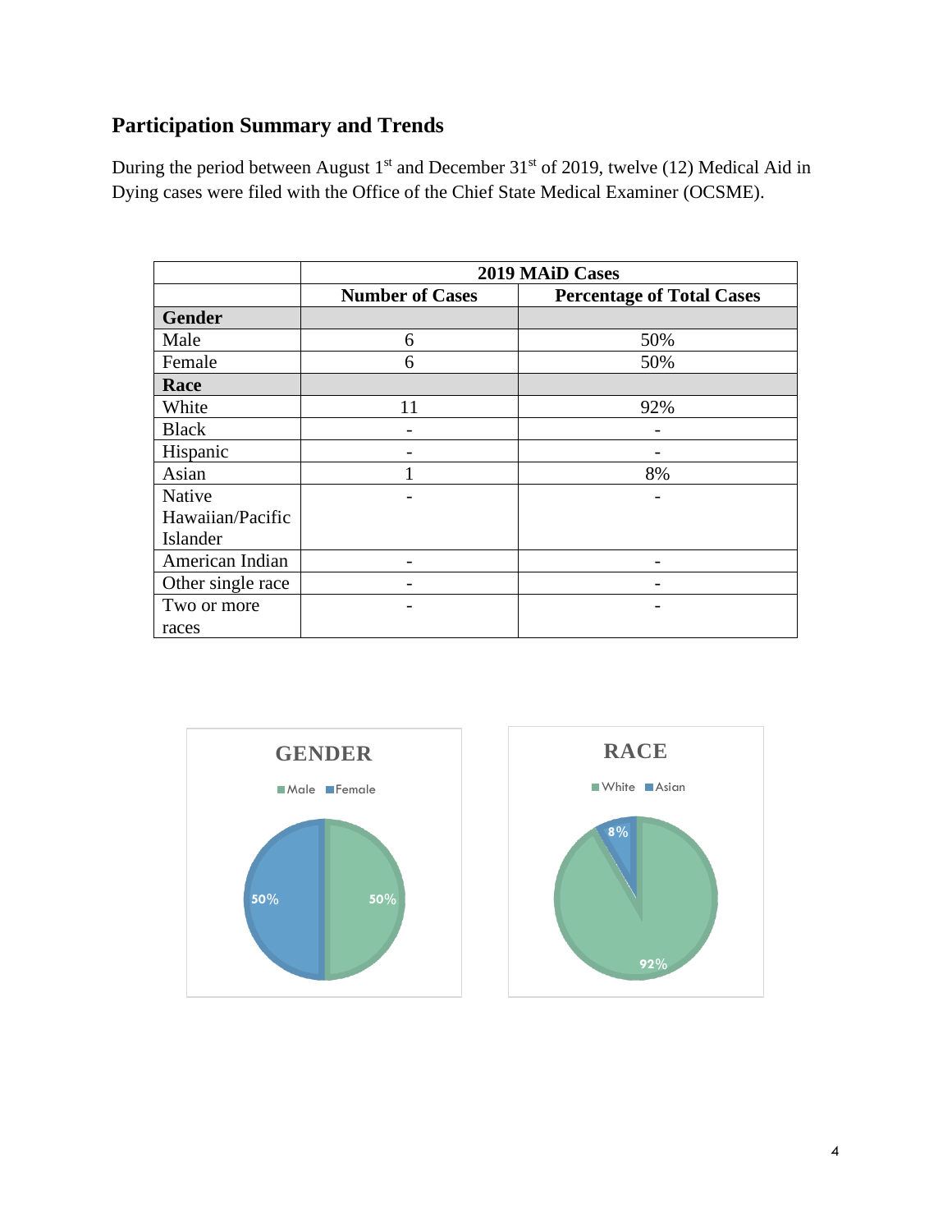## Participation Summary and Trends

During the period between August 1st and December 31st of 2019, twelve (12) Medical Aid in Dying cases were filed with the Office of the Chief State Medical Examiner (OCSME).

| | 2019 MAiD Cases | |
|---|---|---|
| | **Number of Cases** | **Percentage of Total Cases** |
| **Gender** | | |
| Male | 6 | 50% |
| Female | 6 | 50% |
| **Race** | | |
| White | 11 | 92% |
| Black | - | - |
| Hispanic | - | - |
| Asian | 1 | 8% |
| Native Hawaiian/Pacific Islander | - | - |
| American Indian | - | - |
| Other single race | - | - |
| Two or more races | - | - |

**GENDER**

Male, Female

50%, 50%

**RACE**

White, Asian

8%, 92%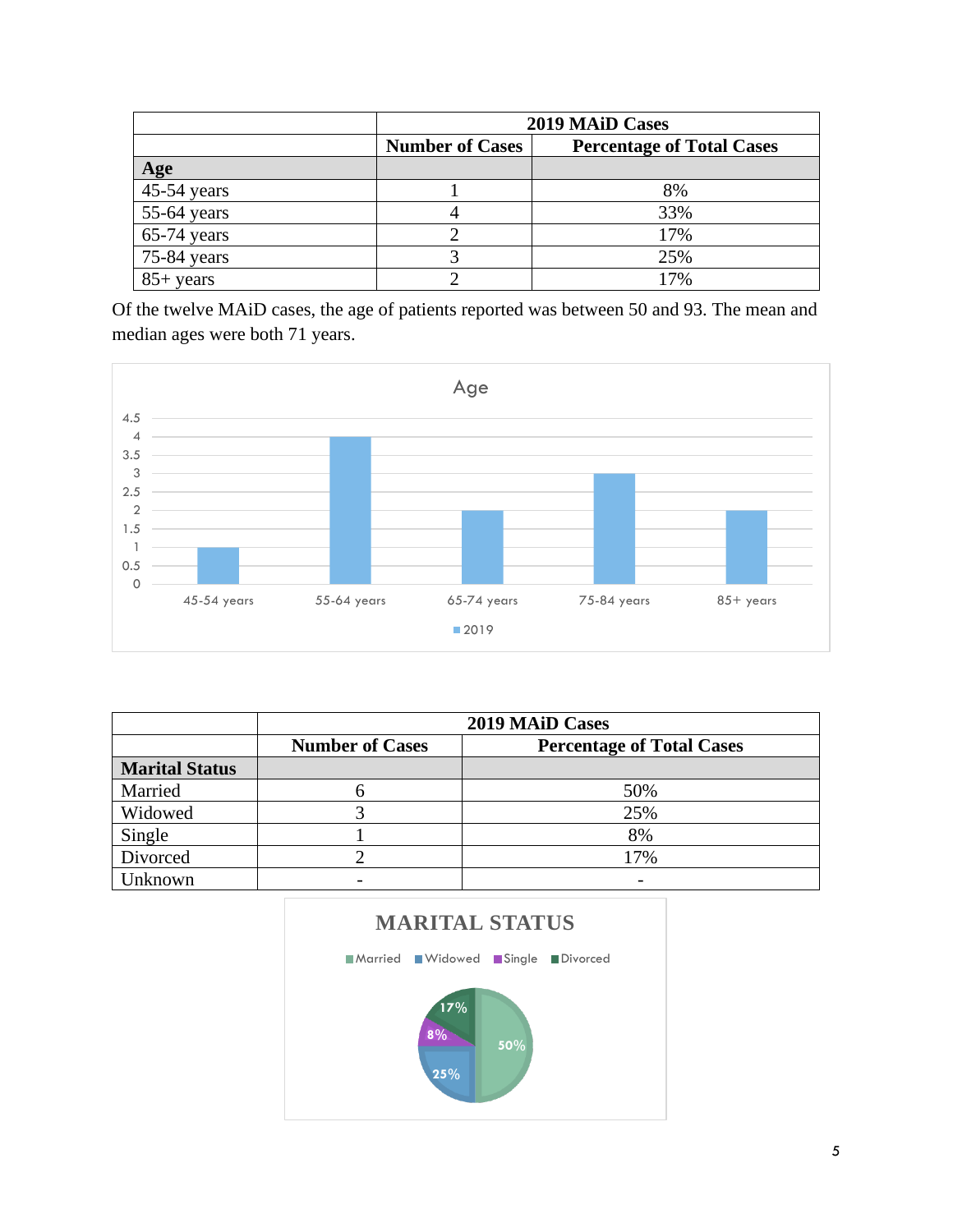| | 2019 MAiD Cases | |
|---|---|---|
| | **Number of Cases** | **Percentage of Total Cases** |
| **Age** | | |
| 45-54 years | 1 | 8% |
| 55-64 years | 4 | 33% |
| 65-74 years | 2 | 17% |
| 75-84 years | 3 | 25% |
| 85+ years | 2 | 17% |

Of the twelve MAiD cases, the age of patients reported was between 50 and 93. The mean and median ages were both 71 years.

| | 2019 MAiD Cases | |
|---|---|---|
| | **Number of Cases** | **Percentage of Total Cases** |
| **Marital Status** | | |
| Married | 6 | 50% |
| Widowed | 3 | 25% |
| Single | 1 | 8% |
| Divorced | 2 | 17% |
| Unknown | - | - |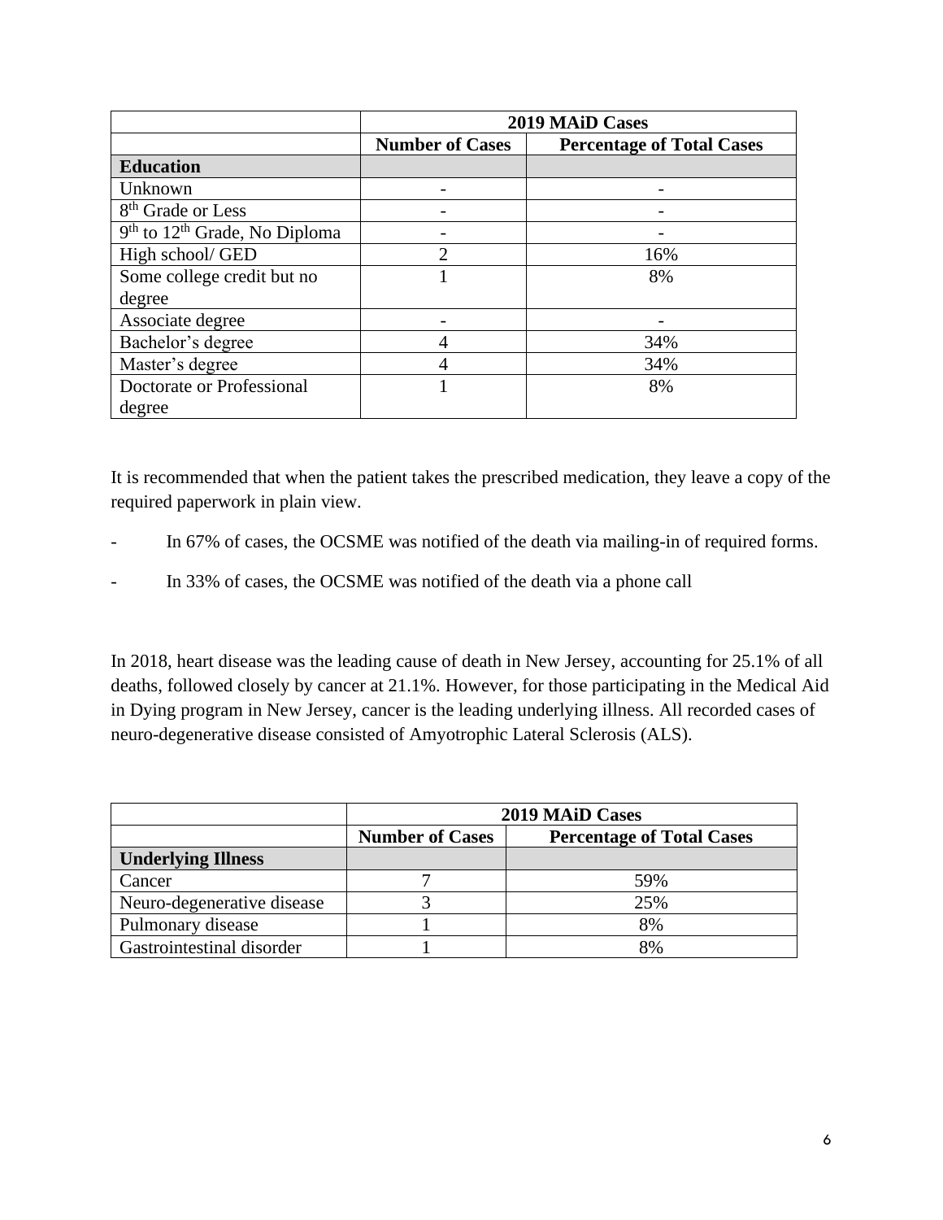| | 2019 MAiD Cases | |
|---|---|---|
| | **Number of Cases** | **Percentage of Total Cases** |
| **Education** | | |
| Unknown | - | - |
| 8th Grade or Less | - | - |
| 9th to 12th Grade, No Diploma | - | - |
| High school/ GED | 2 | 16% |
| Some college credit but no degree | 1 | 8% |
| Associate degree | - | - |
| Bachelor's degree | 4 | 34% |
| Master's degree | 4 | 34% |
| Doctorate or Professional degree | 1 | 8% |

It is recommended that when the patient takes the prescribed medication, they leave a copy of the required paperwork in plain view.

- In 67% of cases, the OCSME was notified of the death via mailing-in of required forms.
- In 33% of cases, the OCSME was notified of the death via a phone call

In 2018, heart disease was the leading cause of death in New Jersey, accounting for 25.1% of all deaths, followed closely by cancer at 21.1%. However, for those participating in the Medical Aid in Dying program in New Jersey, cancer is the leading underlying illness. All recorded cases of neuro-degenerative disease consisted of Amyotrophic Lateral Sclerosis (ALS).

| | 2019 MAiD Cases | |
|---|---|---|
| | **Number of Cases** | **Percentage of Total Cases** |
| **Underlying Illness** | | |
| Cancer | 7 | 59% |
| Neuro-degenerative disease | 3 | 25% |
| Pulmonary disease | 1 | 8% |
| Gastrointestinal disorder | 1 | 8% |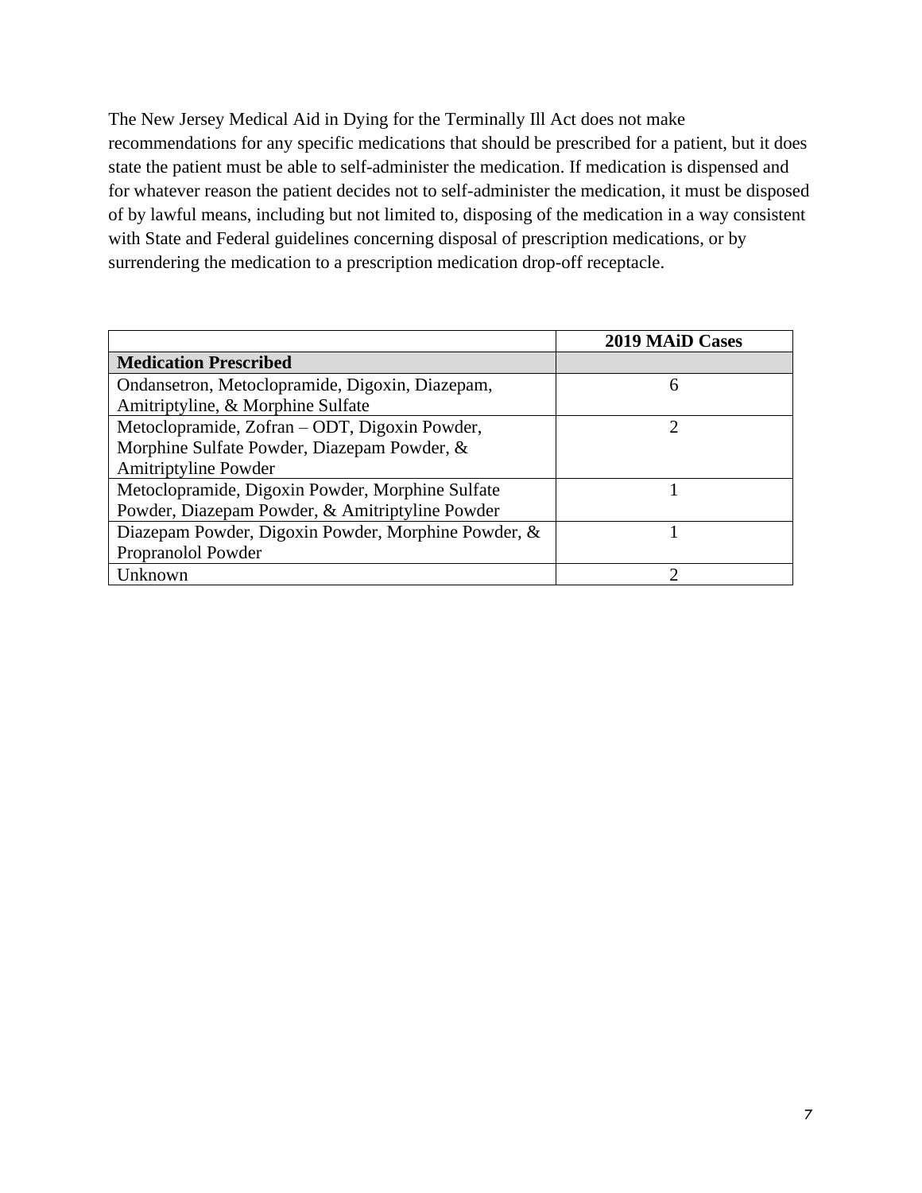The New Jersey Medical Aid in Dying for the Terminally Ill Act does not make recommendations for any specific medications that should be prescribed for a patient, but it does state the patient must be able to self-administer the medication. If medication is dispensed and for whatever reason the patient decides not to self-administer the medication, it must be disposed of by lawful means, including but not limited to, disposing of the medication in a way consistent with State and Federal guidelines concerning disposal of prescription medications, or by surrendering the medication to a prescription medication drop-off receptacle.

| | **2019 MAiD Cases** |
|---|---|
| **Medication Prescribed** | |
| Ondansetron, Metoclopramide, Digoxin, Diazepam, Amitriptyline, & Morphine Sulfate | 6 |
| Metoclopramide, Zofran – ODT, Digoxin Powder, Morphine Sulfate Powder, Diazepam Powder, & Amitriptyline Powder | 2 |
| Metoclopramide, Digoxin Powder, Morphine Sulfate Powder, Diazepam Powder, & Amitriptyline Powder | 1 |
| Diazepam Powder, Digoxin Powder, Morphine Powder, & Propranolol Powder | 1 |
| Unknown | 2 |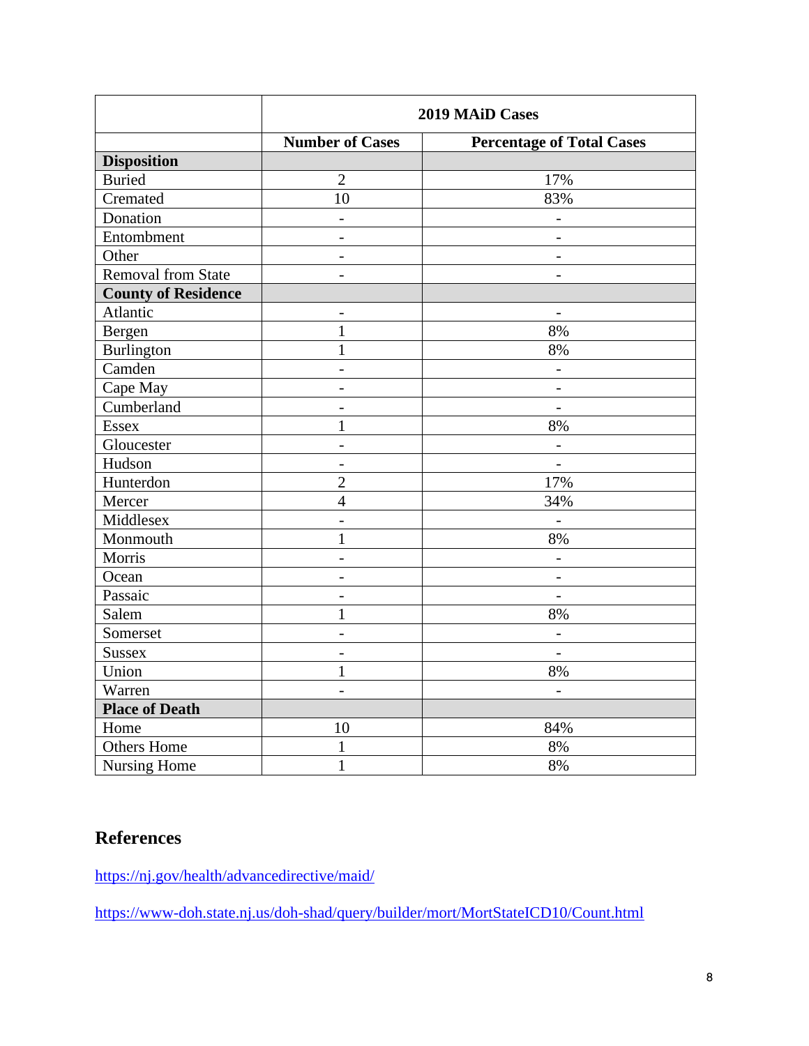| | 2019 MAiD Cases | |
|---|---|---|
| | **Number of Cases** | **Percentage of Total Cases** |
| **Disposition** | | |
| Buried | 2 | 17% |
| Cremated | 10 | 83% |
| Donation | - | - |
| Entombment | - | - |
| Other | - | - |
| Removal from State | - | - |
| **County of Residence** | | |
| Atlantic | - | - |
| Bergen | 1 | 8% |
| Burlington | 1 | 8% |
| Camden | - | - |
| Cape May | - | - |
| Cumberland | - | - |
| Essex | 1 | 8% |
| Gloucester | - | - |
| Hudson | - | - |
| Hunterdon | 2 | 17% |
| Mercer | 4 | 34% |
| Middlesex | - | - |
| Monmouth | 1 | 8% |
| Morris | - | - |
| Ocean | - | - |
| Passaic | - | - |
| Salem | 1 | 8% |
| Somerset | - | - |
| Sussex | - | - |
| Union | 1 | 8% |
| Warren | - | - |
| **Place of Death** | | |
| Home | 10 | 84% |
| Others Home | 1 | 8% |
| Nursing Home | 1 | 8% |

## References

https://nj.gov/health/advancedirective/maid/

https://www-doh.state.nj.us/doh-shad/query/builder/mort/MortStateICD10/Count.html